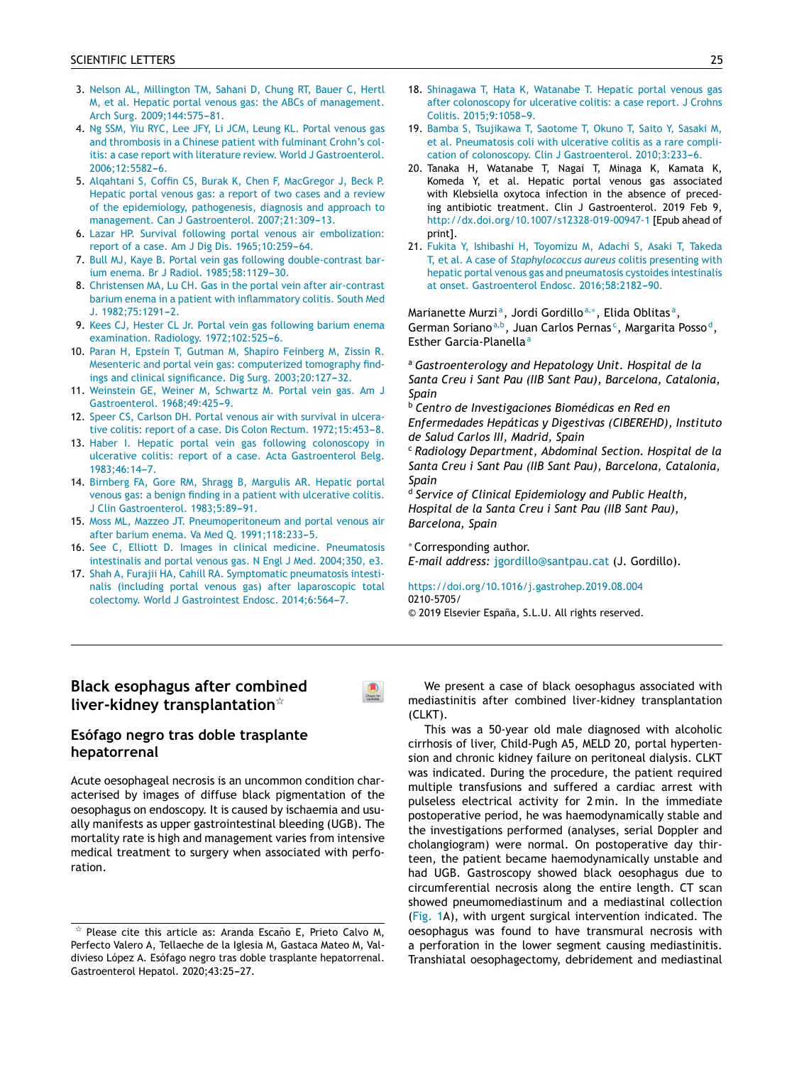3. Nelson AL, Millington TM, Sahani D, Chung RT, Bauer C, Hertl M, et al. Hepatic portal venous gas: the ABCs of management. Arch Surg. 2009;144:575–81.
4. Ng SSM, Yiu RYC, Lee JFY, Li JCM, Leung KL. Portal venous gas and thrombosis in a Chinese patient with fulminant Crohn's colitis: a case report with literature review. World J Gastroenterol. 2006;12:5582–6.
5. Alqahtani S, Coffin CS, Burak K, Chen F, MacGregor J, Beck P. Hepatic portal venous gas: a report of two cases and a review of the epidemiology, pathogenesis, diagnosis and approach to management. Can J Gastroenterol. 2007;21:309–13.
6. Lazar HP. Survival following portal venous air embolization: report of a case. Am J Dig Dis. 1965;10:259–64.
7. Bull MJ, Kaye B. Portal vein gas following double-contrast barium enema. Br J Radiol. 1985;58:1129–30.
8. Christensen MA, Lu CH. Gas in the portal vein after air-contrast barium enema in a patient with inflammatory colitis. South Med J. 1982;75:1291–2.
9. Kees CJ, Hester CL Jr. Portal vein gas following barium enema examination. Radiology. 1972;102:525–6.
10. Paran H, Epstein T, Gutman M, Shapiro Feinberg M, Zissin R. Mesenteric and portal vein gas: computerized tomography findings and clinical significance. Dig Surg. 2003;20:127–32.
11. Weinstein GE, Weiner M, Schwartz M. Portal vein gas. Am J Gastroenterol. 1968;49:425–9.
12. Speer CS, Carlson DH. Portal venous air with survival in ulcerative colitis: report of a case. Dis Colon Rectum. 1972;15:453–8.
13. Haber I. Hepatic portal vein gas following colonoscopy in ulcerative colitis: report of a case. Acta Gastroenterol Belg. 1983;46:14–7.
14. Birnberg FA, Gore RM, Shragg B, Margulis AR. Hepatic portal venous gas: a benign finding in a patient with ulcerative colitis. J Clin Gastroenterol. 1983;5:89–91.
15. Moss ML, Mazzeo JT. Pneumoperitoneum and portal venous air after barium enema. Va Med Q. 1991;118:233–5.
16. See C, Elliott D. Images in clinical medicine. Pneumatosis intestinalis and portal venous gas. N Engl J Med. 2004;350, e3.
17. Shah A, Furajii HA, Cahill RA. Symptomatic pneumatosis intestinalis (including portal venous gas) after laparoscopic total colectomy. World J Gastrointest Endosc. 2014;6:564–7.
18. Shinagawa T, Hata K, Watanabe T. Hepatic portal venous gas after colonoscopy for ulcerative colitis: a case report. J Crohns Colitis. 2015;9:1058–9.
19. Bamba S, Tsujikawa T, Saotome T, Okuno T, Saito Y, Sasaki M, et al. Pneumatosis coli with ulcerative colitis as a rare complication of colonoscopy. Clin J Gastroenterol. 2010;3:233–6.
20. Tanaka H, Watanabe T, Nagai T, Minaga K, Kamata K, Komeda Y, et al. Hepatic portal venous gas associated with Klebsiella oxytoca infection in the absence of preceding antibiotic treatment. Clin J Gastroenterol. 2019 Feb 9, http://dx.doi.org/10.1007/s12328-019-00947-1 [Epub ahead of print].
21. Fukita Y, Ishibashi H, Toyomizu M, Adachi S, Asaki T, Takeda T, et al. A case of *Staphylococcus aureus* colitis presenting with hepatic portal venous gas and pneumatosis cystoides intestinalis at onset. Gastroenterol Endosc. 2016;58:2182–90.

Marianette Murzi[a], Jordi Gordillo[a,*], Elida Oblitas[a], German Soriano[a,b], Juan Carlos Pernas[c], Margarita Posso[d], Esther Garcia-Planella[a]

[a] *Gastroenterology and Hepatology Unit. Hospital de la Santa Creu i Sant Pau (IIB Sant Pau), Barcelona, Catalonia, Spain*
[b] *Centro de Investigaciones Biomédicas en Red en Enfermedades Hepáticas y Digestivas (CIBEREHD), Instituto de Salud Carlos III, Madrid, Spain*
[c] *Radiology Department, Abdominal Section. Hospital de la Santa Creu i Sant Pau (IIB Sant Pau), Barcelona, Catalonia, Spain*
[d] *Service of Clinical Epidemiology and Public Health, Hospital de la Santa Creu i Sant Pau (IIB Sant Pau), Barcelona, Spain*

\* Corresponding author.
*E-mail address:* jgordillo@santpau.cat (J. Gordillo).

https://doi.org/10.1016/j.gastrohep.2019.08.004
0210-5705/
© 2019 Elsevier España, S.L.U. All rights reserved.

## Black esophagus after combined liver-kidney transplantation☆

## Esófago negro tras doble trasplante hepatorrenal

Acute oesophageal necrosis is an uncommon condition characterised by images of diffuse black pigmentation of the oesophagus on endoscopy. It is caused by ischaemia and usually manifests as upper gastrointestinal bleeding (UGB). The mortality rate is high and management varies from intensive medical treatment to surgery when associated with perforation.

☆ Please cite this article as: Aranda Escaño E, Prieto Calvo M, Perfecto Valero A, Tellaeche de la Iglesia M, Gastaca Mateo M, Valdivieso López A. Esófago negro tras doble trasplante hepatorrenal. Gastroenterol Hepatol. 2020;43:25–27.

We present a case of black oesophagus associated with mediastinitis after combined liver-kidney transplantation (CLKT).

This was a 50-year old male diagnosed with alcoholic cirrhosis of liver, Child-Pugh A5, MELD 20, portal hypertension and chronic kidney failure on peritoneal dialysis. CLKT was indicated. During the procedure, the patient required multiple transfusions and suffered a cardiac arrest with pulseless electrical activity for 2 min. In the immediate postoperative period, he was haemodynamically stable and the investigations performed (analyses, serial Doppler and cholangiogram) were normal. On postoperative day thirteen, the patient became haemodynamically unstable and had UGB. Gastroscopy showed black oesophagus due to circumferential necrosis along the entire length. CT scan showed pneumomediastinum and a mediastinal collection (Fig. 1A), with urgent surgical intervention indicated. The oesophagus was found to have transmural necrosis with a perforation in the lower segment causing mediastinitis. Transhiatal oesophagectomy, debridement and mediastinal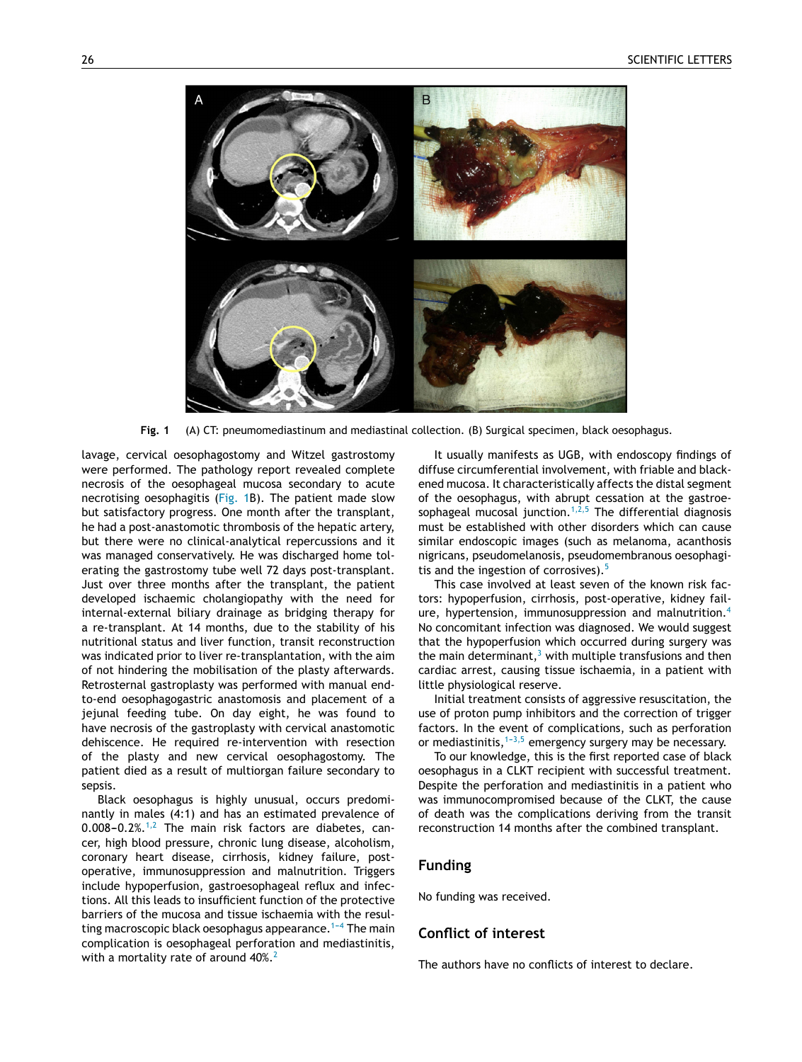Fig. 1 (A) CT: pneumomediastinum and mediastinal collection. (B) Surgical specimen, black oesophagus.

lavage, cervical oesophagostomy and Witzel gastrostomy were performed. The pathology report revealed complete necrosis of the oesophageal mucosa secondary to acute necrotising oesophagitis (Fig. 1B). The patient made slow but satisfactory progress. One month after the transplant, he had a post-anastomotic thrombosis of the hepatic artery, but there were no clinical-analytical repercussions and it was managed conservatively. He was discharged home tolerating the gastrostomy tube well 72 days post-transplant. Just over three months after the transplant, the patient developed ischaemic cholangiopathy with the need for internal-external biliary drainage as bridging therapy for a re-transplant. At 14 months, due to the stability of his nutritional status and liver function, transit reconstruction was indicated prior to liver re-transplantation, with the aim of not hindering the mobilisation of the plasty afterwards. Retrosternal gastroplasty was performed with manual end-to-end oesophagogastric anastomosis and placement of a jejunal feeding tube. On day eight, he was found to have necrosis of the gastroplasty with cervical anastomotic dehiscence. He required re-intervention with resection of the plasty and new cervical oesophagostomy. The patient died as a result of multiorgan failure secondary to sepsis.

Black oesophagus is highly unusual, occurs predominantly in males (4:1) and has an estimated prevalence of 0.008–0.2%.[1,2] The main risk factors are diabetes, cancer, high blood pressure, chronic lung disease, alcoholism, coronary heart disease, cirrhosis, kidney failure, post-operative, immunosuppression and malnutrition. Triggers include hypoperfusion, gastroesophageal reflux and infections. All this leads to insufficient function of the protective barriers of the mucosa and tissue ischaemia with the resulting macroscopic black oesophagus appearance.[1–4] The main complication is oesophageal perforation and mediastinitis, with a mortality rate of around 40%.[2]

It usually manifests as UGB, with endoscopy findings of diffuse circumferential involvement, with friable and blackened mucosa. It characteristically affects the distal segment of the oesophagus, with abrupt cessation at the gastroesophageal mucosal junction.[1,2,5] The differential diagnosis must be established with other disorders which can cause similar endoscopic images (such as melanoma, acanthosis nigricans, pseudomelanosis, pseudomembranous oesophagitis and the ingestion of corrosives).[5]

This case involved at least seven of the known risk factors: hypoperfusion, cirrhosis, post-operative, kidney failure, hypertension, immunosuppression and malnutrition.[4] No concomitant infection was diagnosed. We would suggest that the hypoperfusion which occurred during surgery was the main determinant,[3] with multiple transfusions and then cardiac arrest, causing tissue ischaemia, in a patient with little physiological reserve.

Initial treatment consists of aggressive resuscitation, the use of proton pump inhibitors and the correction of trigger factors. In the event of complications, such as perforation or mediastinitis,[1–3,5] emergency surgery may be necessary.

To our knowledge, this is the first reported case of black oesophagus in a CLKT recipient with successful treatment. Despite the perforation and mediastinitis in a patient who was immunocompromised because of the CLKT, the cause of death was the complications deriving from the transit reconstruction 14 months after the combined transplant.

## Funding

No funding was received.

## Conflict of interest

The authors have no conflicts of interest to declare.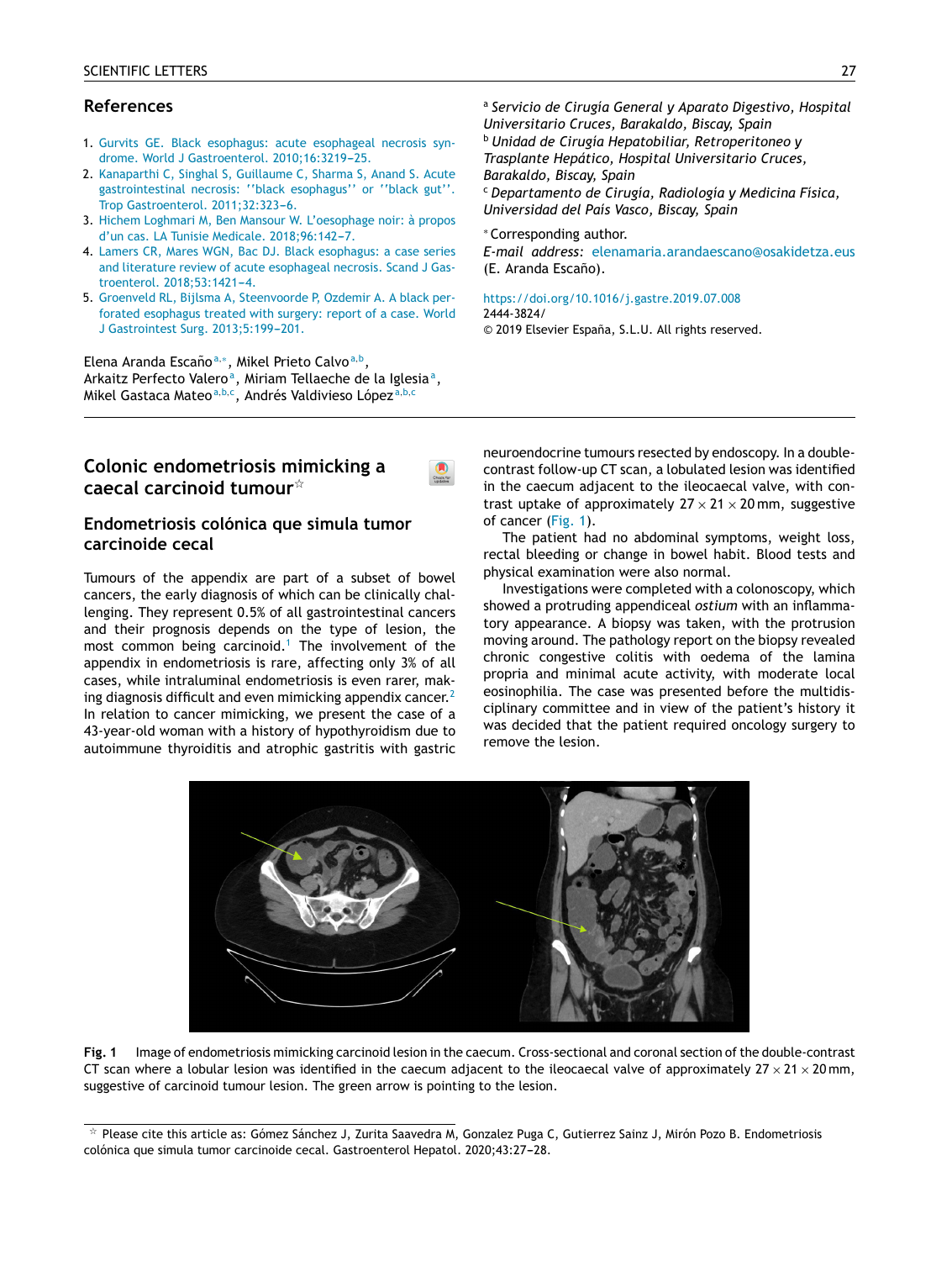## References

1. Gurvits GE. Black esophagus: acute esophageal necrosis syndrome. World J Gastroenterol. 2010;16:3219–25.
2. Kanaparthi C, Singhal S, Guillaume C, Sharma S, Anand S. Acute gastrointestinal necrosis: ''black esophagus'' or ''black gut''. Trop Gastroenterol. 2011;32:323–6.
3. Hichem Loghmari M, Ben Mansour W. L'oesophage noir: à propos d'un cas. LA Tunisie Medicale. 2018;96:142–7.
4. Lamers CR, Mares WGN, Bac DJ. Black esophagus: a case series and literature review of acute esophageal necrosis. Scand J Gastroenterol. 2018;53:1421–4.
5. Groenveld RL, Bijlsma A, Steenvoorde P, Ozdemir A. A black perforated esophagus treated with surgery: report of a case. World J Gastrointest Surg. 2013;5:199–201.

Elena Aranda Escaño[a,*], Mikel Prieto Calvo[a,b], Arkaitz Perfecto Valero[a], Miriam Tellaeche de la Iglesia[a], Mikel Gastaca Mateo[a,b,c], Andrés Valdivieso López[a,b,c]

[a] *Servicio de Cirugía General y Aparato Digestivo, Hospital Universitario Cruces, Barakaldo, Biscay, Spain*
[b] *Unidad de Cirugía Hepatobiliar, Retroperitoneo y Trasplante Hepático, Hospital Universitario Cruces, Barakaldo, Biscay, Spain*
[c] *Departamento de Cirugía, Radiología y Medicina Física, Universidad del País Vasco, Biscay, Spain*

* Corresponding author.
*E-mail address:* elenamaria.arandaescano@osakidetza.eus (E. Aranda Escaño).

https://doi.org/10.1016/j.gastre.2019.07.008
2444-3824/
© 2019 Elsevier España, S.L.U. All rights reserved.

# Colonic endometriosis mimicking a caecal carcinoid tumour☆

## Endometriosis colónica que simula tumor carcinoide cecal

Tumours of the appendix are part of a subset of bowel cancers, the early diagnosis of which can be clinically challenging. They represent 0.5% of all gastrointestinal cancers and their prognosis depends on the type of lesion, the most common being carcinoid.[1] The involvement of the appendix in endometriosis is rare, affecting only 3% of all cases, while intraluminal endometriosis is even rarer, making diagnosis difficult and even mimicking appendix cancer.[2] In relation to cancer mimicking, we present the case of a 43-year-old woman with a history of hypothyroidism due to autoimmune thyroiditis and atrophic gastritis with gastric neuroendocrine tumours resected by endoscopy. In a double-contrast follow-up CT scan, a lobulated lesion was identified in the caecum adjacent to the ileocaecal valve, with contrast uptake of approximately 27 × 21 × 20 mm, suggestive of cancer (Fig. 1).

The patient had no abdominal symptoms, weight loss, rectal bleeding or change in bowel habit. Blood tests and physical examination were also normal.

Investigations were completed with a colonoscopy, which showed a protruding appendiceal *ostium* with an inflammatory appearance. A biopsy was taken, with the protrusion moving around. The pathology report on the biopsy revealed chronic congestive colitis with oedema of the lamina propria and minimal acute activity, with moderate local eosinophilia. The case was presented before the multidisciplinary committee and in view of the patient's history it was decided that the patient required oncology surgery to remove the lesion.

**Fig. 1** Image of endometriosis mimicking carcinoid lesion in the caecum. Cross-sectional and coronal section of the double-contrast CT scan where a lobular lesion was identified in the caecum adjacent to the ileocaecal valve of approximately 27 × 21 × 20 mm, suggestive of carcinoid tumour lesion. The green arrow is pointing to the lesion.

☆ Please cite this article as: Gómez Sánchez J, Zurita Saavedra M, Gonzalez Puga C, Gutierrez Sainz J, Mirón Pozo B. Endometriosis colónica que simula tumor carcinoide cecal. Gastroenterol Hepatol. 2020;43:27–28.